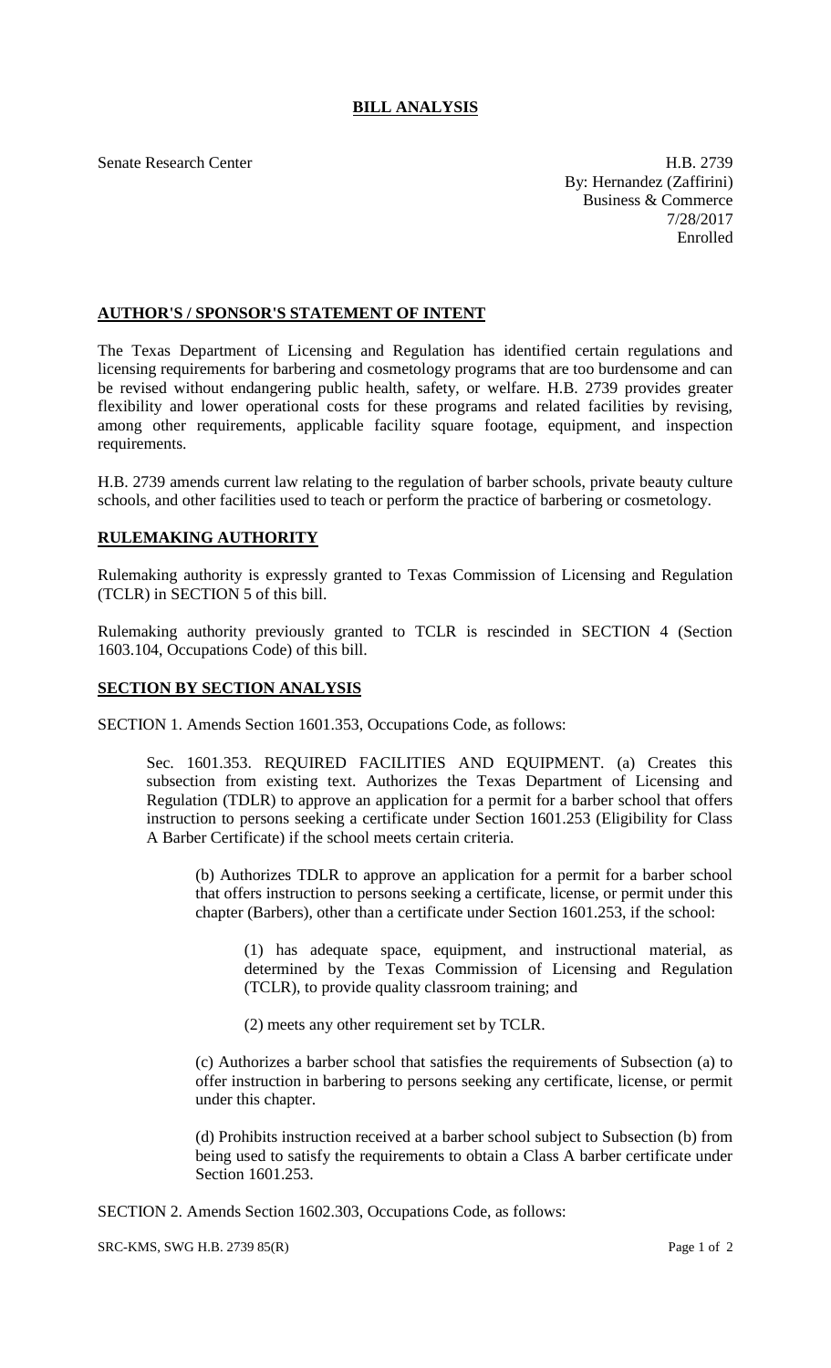# BILL ANALYSIS

Senate Research Center

H.B. 2739
By: Hernandez (Zaffirini)
Business & Commerce
7/28/2017
Enrolled

## AUTHOR'S / SPONSOR'S STATEMENT OF INTENT

The Texas Department of Licensing and Regulation has identified certain regulations and licensing requirements for barbering and cosmetology programs that are too burdensome and can be revised without endangering public health, safety, or welfare. H.B. 2739 provides greater flexibility and lower operational costs for these programs and related facilities by revising, among other requirements, applicable facility square footage, equipment, and inspection requirements.

H.B. 2739 amends current law relating to the regulation of barber schools, private beauty culture schools, and other facilities used to teach or perform the practice of barbering or cosmetology.

## RULEMAKING AUTHORITY

Rulemaking authority is expressly granted to Texas Commission of Licensing and Regulation (TCLR) in SECTION 5 of this bill.

Rulemaking authority previously granted to TCLR is rescinded in SECTION 4 (Section 1603.104, Occupations Code) of this bill.

## SECTION BY SECTION ANALYSIS

SECTION 1. Amends Section 1601.353, Occupations Code, as follows:

Sec. 1601.353. REQUIRED FACILITIES AND EQUIPMENT. (a) Creates this subsection from existing text. Authorizes the Texas Department of Licensing and Regulation (TDLR) to approve an application for a permit for a barber school that offers instruction to persons seeking a certificate under Section 1601.253 (Eligibility for Class A Barber Certificate) if the school meets certain criteria.

(b) Authorizes TDLR to approve an application for a permit for a barber school that offers instruction to persons seeking a certificate, license, or permit under this chapter (Barbers), other than a certificate under Section 1601.253, if the school:

(1) has adequate space, equipment, and instructional material, as determined by the Texas Commission of Licensing and Regulation (TCLR), to provide quality classroom training; and

(2) meets any other requirement set by TCLR.

(c) Authorizes a barber school that satisfies the requirements of Subsection (a) to offer instruction in barbering to persons seeking any certificate, license, or permit under this chapter.

(d) Prohibits instruction received at a barber school subject to Subsection (b) from being used to satisfy the requirements to obtain a Class A barber certificate under Section 1601.253.

SECTION 2. Amends Section 1602.303, Occupations Code, as follows: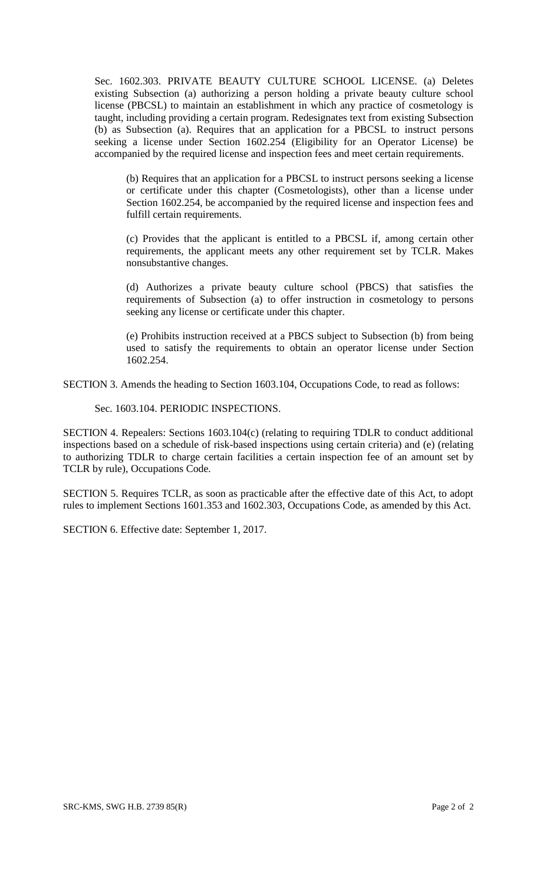Sec. 1602.303. PRIVATE BEAUTY CULTURE SCHOOL LICENSE. (a) Deletes existing Subsection (a) authorizing a person holding a private beauty culture school license (PBCSL) to maintain an establishment in which any practice of cosmetology is taught, including providing a certain program. Redesignates text from existing Subsection (b) as Subsection (a). Requires that an application for a PBCSL to instruct persons seeking a license under Section 1602.254 (Eligibility for an Operator License) be accompanied by the required license and inspection fees and meet certain requirements.

(b) Requires that an application for a PBCSL to instruct persons seeking a license or certificate under this chapter (Cosmetologists), other than a license under Section 1602.254, be accompanied by the required license and inspection fees and fulfill certain requirements.

(c) Provides that the applicant is entitled to a PBCSL if, among certain other requirements, the applicant meets any other requirement set by TCLR. Makes nonsubstantive changes.

(d) Authorizes a private beauty culture school (PBCS) that satisfies the requirements of Subsection (a) to offer instruction in cosmetology to persons seeking any license or certificate under this chapter.

(e) Prohibits instruction received at a PBCS subject to Subsection (b) from being used to satisfy the requirements to obtain an operator license under Section 1602.254.

SECTION 3. Amends the heading to Section 1603.104, Occupations Code, to read as follows:

Sec. 1603.104. PERIODIC INSPECTIONS.

SECTION 4. Repealers: Sections 1603.104(c) (relating to requiring TDLR to conduct additional inspections based on a schedule of risk-based inspections using certain criteria) and (e) (relating to authorizing TDLR to charge certain facilities a certain inspection fee of an amount set by TCLR by rule), Occupations Code.

SECTION 5. Requires TCLR, as soon as practicable after the effective date of this Act, to adopt rules to implement Sections 1601.353 and 1602.303, Occupations Code, as amended by this Act.

SECTION 6. Effective date: September 1, 2017.